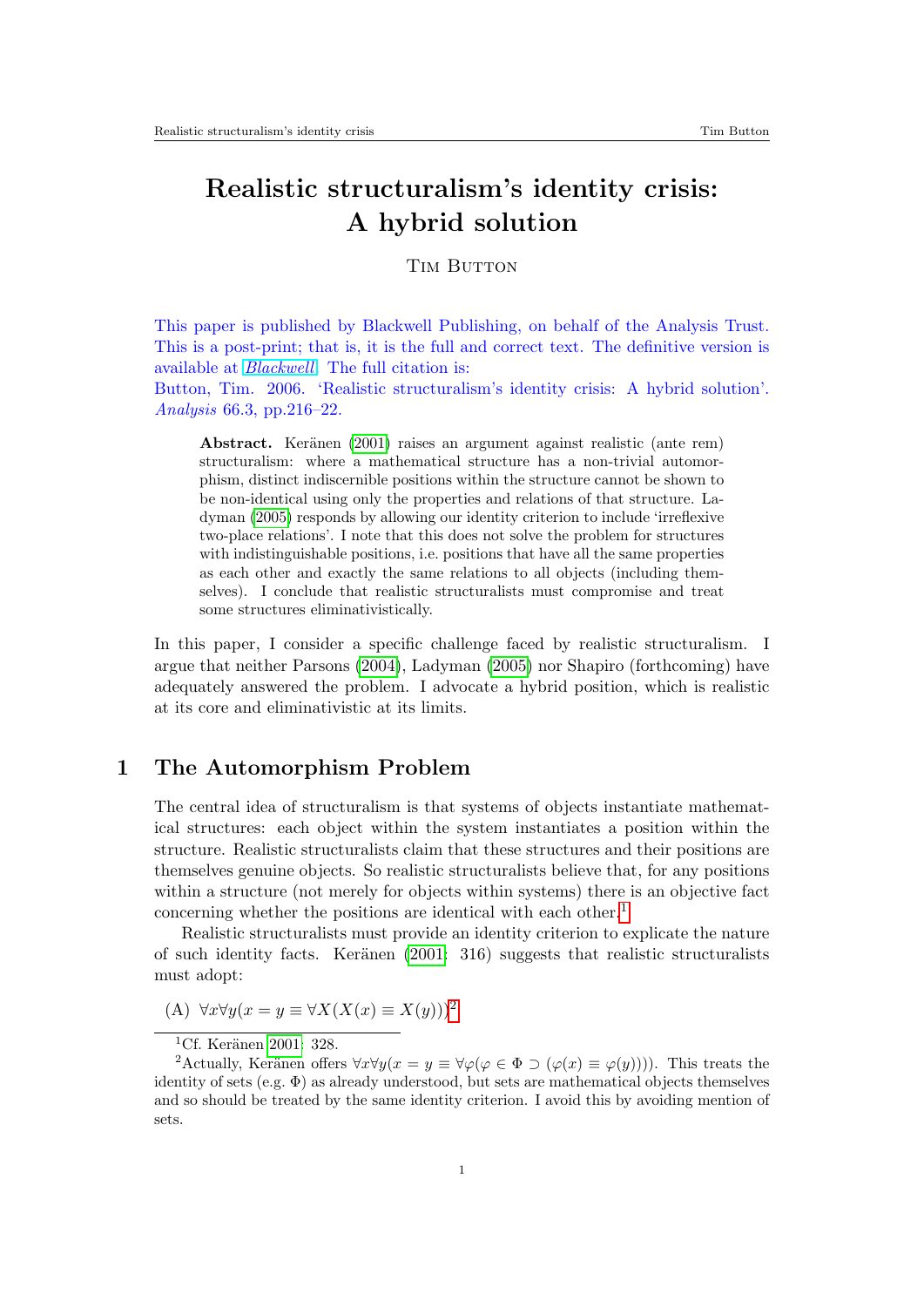# Realistic structuralism's identity crisis: A hybrid solution

Tim Button

This paper is published by Blackwell Publishing, on behalf of the Analysis Trust. This is a post-print; that is, it is the full and correct text. The definitive version is available at *Blackwell*. The full citation is:
Button, Tim. 2006. 'Realistic structuralism's identity crisis: A hybrid solution'. *Analysis* 66.3, pp.216–22.

> **Abstract.** Keränen (2001) raises an argument against realistic (ante rem) structuralism: where a mathematical structure has a non-trivial automorphism, distinct indiscernible positions within the structure cannot be shown to be non-identical using only the properties and relations of that structure. Ladyman (2005) responds by allowing our identity criterion to include 'irreflexive two-place relations'. I note that this does not solve the problem for structures with indistinguishable positions, i.e. positions that have all the same properties as each other and exactly the same relations to all objects (including themselves). I conclude that realistic structuralists must compromise and treat some structures eliminativistically.

In this paper, I consider a specific challenge faced by realistic structuralism. I argue that neither Parsons (2004), Ladyman (2005) nor Shapiro (forthcoming) have adequately answered the problem. I advocate a hybrid position, which is realistic at its core and eliminativistic at its limits.

## 1 The Automorphism Problem

The central idea of structuralism is that systems of objects instantiate mathematical structures: each object within the system instantiates a position within the structure. Realistic structuralists claim that these structures and their positions are themselves genuine objects. So realistic structuralists believe that, for any positions within a structure (not merely for objects within systems) there is an objective fact concerning whether the positions are identical with each other.[1]

Realistic structuralists must provide an identity criterion to explicate the nature of such identity facts. Keränen (2001: 316) suggests that realistic structuralists must adopt:

(A) $\forall x \forall y(x = y \equiv \forall X(X(x) \equiv X(y)))$[2]

[1] Cf. Keränen 2001: 328.

[2] Actually, Keränen offers $\forall x \forall y(x = y \equiv \forall \varphi(\varphi \in \Phi \supset (\varphi(x) \equiv \varphi(y))))$. This treats the identity of sets (e.g. $\Phi$) as already understood, but sets are mathematical objects themselves and so should be treated by the same identity criterion. I avoid this by avoiding mention of sets.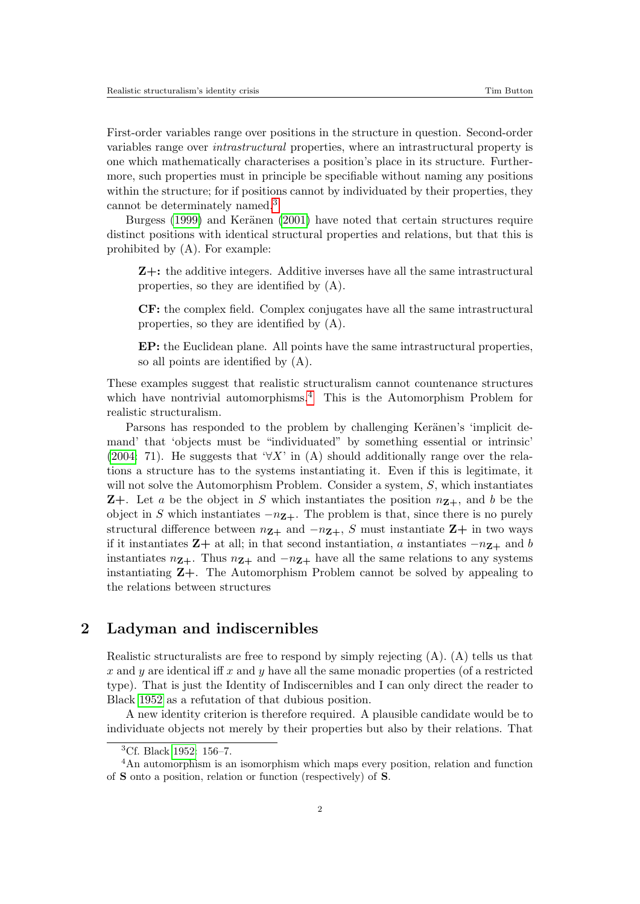First-order variables range over positions in the structure in question. Second-order variables range over *intrastructural* properties, where an intrastructural property is one which mathematically characterises a position's place in its structure. Furthermore, such properties must in principle be specifiable without naming any positions within the structure; for if positions cannot by individuated by their properties, they cannot be determinately named.[3]

Burgess (1999) and Keränen (2001) have noted that certain structures require distinct positions with identical structural properties and relations, but that this is prohibited by (A). For example:

> **Z+:** the additive integers. Additive inverses have all the same intrastructural properties, so they are identified by (A).
>
> **CF:** the complex field. Complex conjugates have all the same intrastructural properties, so they are identified by (A).
>
> **EP:** the Euclidean plane. All points have the same intrastructural properties, so all points are identified by (A).

These examples suggest that realistic structuralism cannot countenance structures which have nontrivial automorphisms.[4] This is the Automorphism Problem for realistic structuralism.

Parsons has responded to the problem by challenging Keränen's 'implicit demand' that 'objects must be "individuated" by something essential or intrinsic' (2004: 71). He suggests that '$\forall X$' in (A) should additionally range over the relations a structure has to the systems instantiating it. Even if this is legitimate, it will not solve the Automorphism Problem. Consider a system, $S$, which instantiates **Z+**. Let $a$ be the object in $S$ which instantiates the position $n_{\mathbf{Z+}}$, and $b$ be the object in $S$ which instantiates $-n_{\mathbf{Z+}}$. The problem is that, since there is no purely structural difference between $n_{\mathbf{Z+}}$ and $-n_{\mathbf{Z+}}$, $S$ must instantiate **Z+** in two ways if it instantiates **Z+** at all; in that second instantiation, $a$ instantiates $-n_{\mathbf{Z+}}$ and $b$ instantiates $n_{\mathbf{Z+}}$. Thus $n_{\mathbf{Z+}}$ and $-n_{\mathbf{Z+}}$ have all the same relations to any systems instantiating **Z+**. The Automorphism Problem cannot be solved by appealing to the relations between structures

## 2 Ladyman and indiscernibles

Realistic structuralists are free to respond by simply rejecting (A). (A) tells us that $x$ and $y$ are identical iff $x$ and $y$ have all the same monadic properties (of a restricted type). That is just the Identity of Indiscernibles and I can only direct the reader to Black 1952 as a refutation of that dubious position.

A new identity criterion is therefore required. A plausible candidate would be to individuate objects not merely by their properties but also by their relations. That

[3] Cf. Black 1952: 156–7.

[4] An automorphism is an isomorphism which maps every position, relation and function of **S** onto a position, relation or function (respectively) of **S**.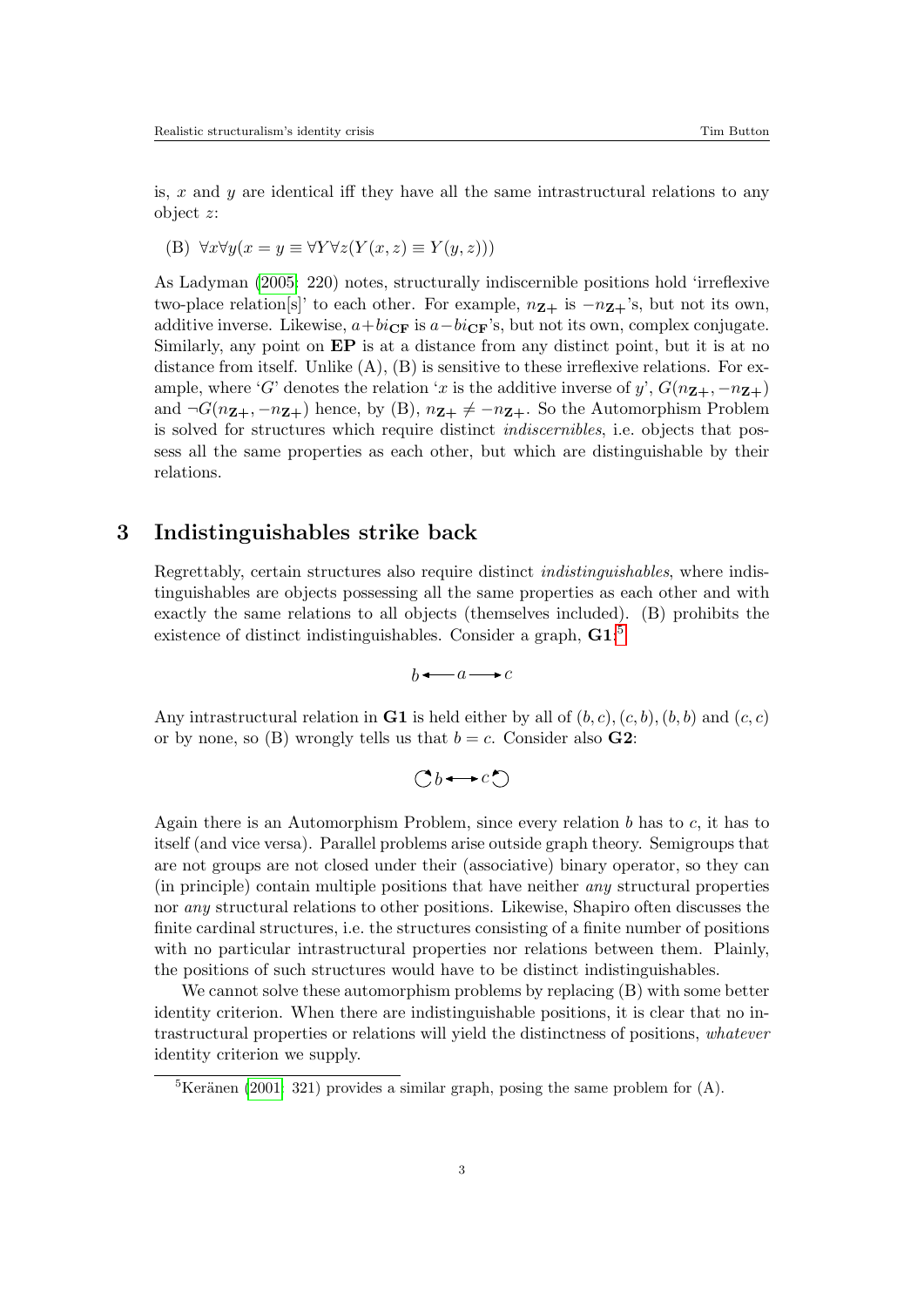is, $x$ and $y$ are identical iff they have all the same intrastructural relations to any object $z$:

(B) $\forall x \forall y(x = y \equiv \forall Y \forall z(Y(x, z) \equiv Y(y, z)))$

As Ladyman (2005: 220) notes, structurally indiscernible positions hold 'irreflexive two-place relation[s]' to each other. For example, $n_{\mathbf{Z+}}$ is $-n_{\mathbf{Z+}}$'s, but not its own, additive inverse. Likewise, $a+bi_{\mathbf{CF}}$ is $a-bi_{\mathbf{CF}}$'s, but not its own, complex conjugate. Similarly, any point on **EP** is at a distance from any distinct point, but it is at no distance from itself. Unlike (A), (B) is sensitive to these irreflexive relations. For example, where '$G$' denotes the relation '$x$ is the additive inverse of $y$', $G(n_{\mathbf{Z+}}, -n_{\mathbf{Z+}})$ and $\neg G(n_{\mathbf{Z+}}, -n_{\mathbf{Z+}})$ hence, by (B), $n_{\mathbf{Z+}} \neq -n_{\mathbf{Z+}}$. So the Automorphism Problem is solved for structures which require distinct *indiscernibles*, i.e. objects that possess all the same properties as each other, but which are distinguishable by their relations.

## 3 Indistinguishables strike back

Regrettably, certain structures also require distinct *indistinguishables*, where indistinguishables are objects possessing all the same properties as each other and with exactly the same relations to all objects (themselves included). (B) prohibits the existence of distinct indistinguishables. Consider a graph, **G1**:[5]

$$b \longleftarrow a \longrightarrow c$$

Any intrastructural relation in **G1** is held either by all of $(b, c), (c, b), (b, b)$ and $(c, c)$ or by none, so (B) wrongly tells us that $b = c$. Consider also **G2**:

$$\circlearrowleft b \longleftrightarrow c \circlearrowright$$

Again there is an Automorphism Problem, since every relation $b$ has to $c$, it has to itself (and vice versa). Parallel problems arise outside graph theory. Semigroups that are not groups are not closed under their (associative) binary operator, so they can (in principle) contain multiple positions that have neither *any* structural properties nor *any* structural relations to other positions. Likewise, Shapiro often discusses the finite cardinal structures, i.e. the structures consisting of a finite number of positions with no particular intrastructural properties nor relations between them. Plainly, the positions of such structures would have to be distinct indistinguishables.

We cannot solve these automorphism problems by replacing (B) with some better identity criterion. When there are indistinguishable positions, it is clear that no intrastructural properties or relations will yield the distinctness of positions, *whatever* identity criterion we supply.

[5] Keränen (2001: 321) provides a similar graph, posing the same problem for (A).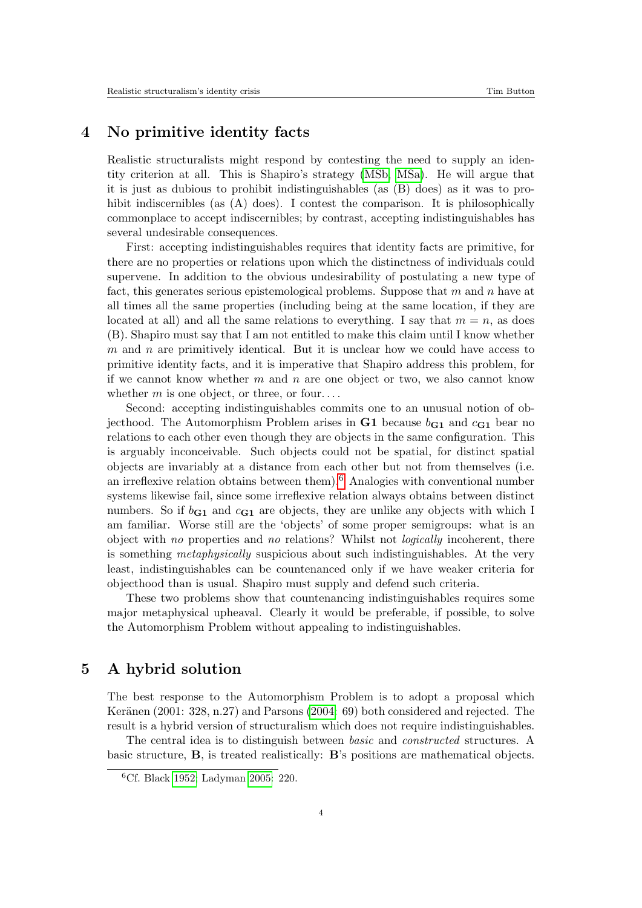## 4 No primitive identity facts

Realistic structuralists might respond by contesting the need to supply an identity criterion at all. This is Shapiro's strategy (MSb, MSa). He will argue that it is just as dubious to prohibit indistinguishables (as (B) does) as it was to prohibit indiscernibles (as (A) does). I contest the comparison. It is philosophically commonplace to accept indiscernibles; by contrast, accepting indistinguishables has several undesirable consequences.

First: accepting indistinguishables requires that identity facts are primitive, for there are no properties or relations upon which the distinctness of individuals could supervene. In addition to the obvious undesirability of postulating a new type of fact, this generates serious epistemological problems. Suppose that $m$ and $n$ have at all times all the same properties (including being at the same location, if they are located at all) and all the same relations to everything. I say that $m = n$, as does (B). Shapiro must say that I am not entitled to make this claim until I know whether $m$ and $n$ are primitively identical. But it is unclear how we could have access to primitive identity facts, and it is imperative that Shapiro address this problem, for if we cannot know whether $m$ and $n$ are one object or two, we also cannot know whether $m$ is one object, or three, or four. . . .

Second: accepting indistinguishables commits one to an unusual notion of objecthood. The Automorphism Problem arises in **G1** because $b_{\mathbf{G1}}$ and $c_{\mathbf{G1}}$ bear no relations to each other even though they are objects in the same configuration. This is arguably inconceivable. Such objects could not be spatial, for distinct spatial objects are invariably at a distance from each other but not from themselves (i.e. an irreflexive relation obtains between them).[6] Analogies with conventional number systems likewise fail, since some irreflexive relation always obtains between distinct numbers. So if $b_{\mathbf{G1}}$ and $c_{\mathbf{G1}}$ are objects, they are unlike any objects with which I am familiar. Worse still are the 'objects' of some proper semigroups: what is an object with *no* properties and *no* relations? Whilst not *logically* incoherent, there is something *metaphysically* suspicious about such indistinguishables. At the very least, indistinguishables can be countenanced only if we have weaker criteria for objecthood than is usual. Shapiro must supply and defend such criteria.

These two problems show that countenancing indistinguishables requires some major metaphysical upheaval. Clearly it would be preferable, if possible, to solve the Automorphism Problem without appealing to indistinguishables.

## 5 A hybrid solution

The best response to the Automorphism Problem is to adopt a proposal which Keränen (2001: 328, n.27) and Parsons (2004: 69) both considered and rejected. The result is a hybrid version of structuralism which does not require indistinguishables.

The central idea is to distinguish between *basic* and *constructed* structures. A basic structure, **B**, is treated realistically: **B**'s positions are mathematical objects.

[6] Cf. Black 1952; Ladyman 2005: 220.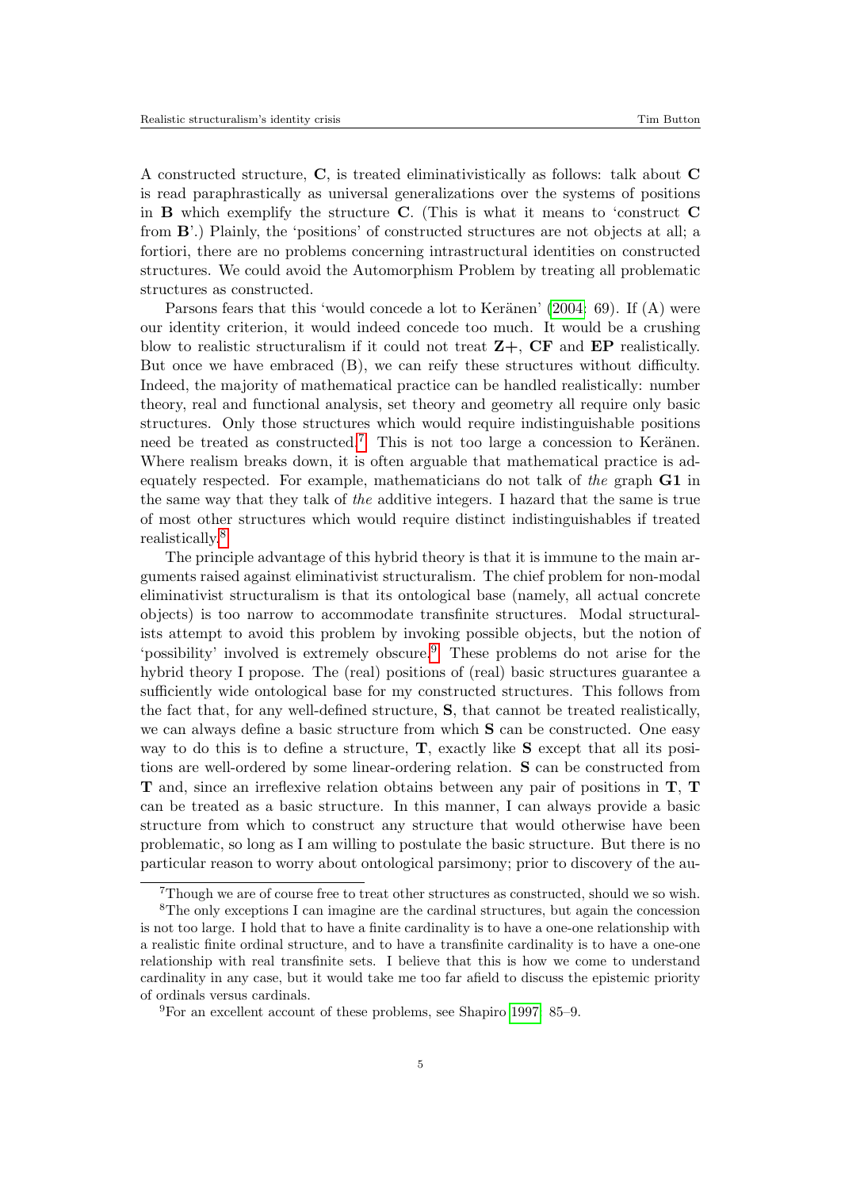A constructed structure, **C**, is treated eliminativistically as follows: talk about **C** is read paraphrastically as universal generalizations over the systems of positions in **B** which exemplify the structure **C**. (This is what it means to 'construct **C** from **B**'.) Plainly, the 'positions' of constructed structures are not objects at all; a fortiori, there are no problems concerning intrastructural identities on constructed structures. We could avoid the Automorphism Problem by treating all problematic structures as constructed.

Parsons fears that this 'would concede a lot to Keränen' (2004: 69). If (A) were our identity criterion, it would indeed concede too much. It would be a crushing blow to realistic structuralism if it could not treat **Z+**, **CF** and **EP** realistically. But once we have embraced (B), we can reify these structures without difficulty. Indeed, the majority of mathematical practice can be handled realistically: number theory, real and functional analysis, set theory and geometry all require only basic structures. Only those structures which would require indistinguishable positions need be treated as constructed.[7] This is not too large a concession to Keränen. Where realism breaks down, it is often arguable that mathematical practice is adequately respected. For example, mathematicians do not talk of *the* graph **G1** in the same way that they talk of *the* additive integers. I hazard that the same is true of most other structures which would require distinct indistinguishables if treated realistically.[8]

The principle advantage of this hybrid theory is that it is immune to the main arguments raised against eliminativist structuralism. The chief problem for non-modal eliminativist structuralism is that its ontological base (namely, all actual concrete objects) is too narrow to accommodate transfinite structures. Modal structuralists attempt to avoid this problem by invoking possible objects, but the notion of 'possibility' involved is extremely obscure.[9] These problems do not arise for the hybrid theory I propose. The (real) positions of (real) basic structures guarantee a sufficiently wide ontological base for my constructed structures. This follows from the fact that, for any well-defined structure, **S**, that cannot be treated realistically, we can always define a basic structure from which **S** can be constructed. One easy way to do this is to define a structure, **T**, exactly like **S** except that all its positions are well-ordered by some linear-ordering relation. **S** can be constructed from **T** and, since an irreflexive relation obtains between any pair of positions in **T**, **T** can be treated as a basic structure. In this manner, I can always provide a basic structure from which to construct any structure that would otherwise have been problematic, so long as I am willing to postulate the basic structure. But there is no particular reason to worry about ontological parsimony; prior to discovery of the au-

---

[7] Though we are of course free to treat other structures as constructed, should we so wish.

[8] The only exceptions I can imagine are the cardinal structures, but again the concession is not too large. I hold that to have a finite cardinality is to have a one-one relationship with a realistic finite ordinal structure, and to have a transfinite cardinality is to have a one-one relationship with real transfinite sets. I believe that this is how we come to understand cardinality in any case, but it would take me too far afield to discuss the epistemic priority of ordinals versus cardinals.

[9] For an excellent account of these problems, see Shapiro 1997: 85–9.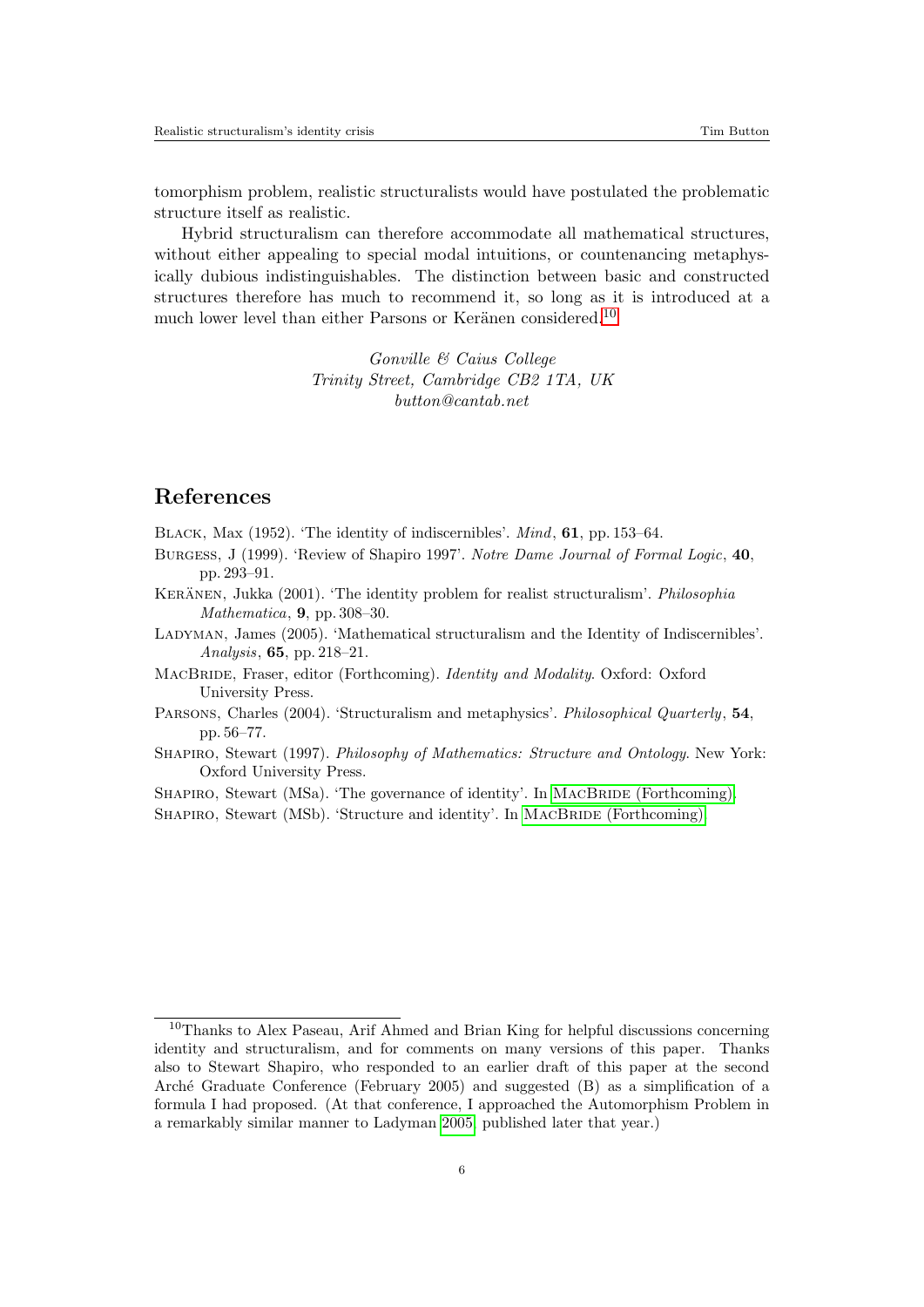tomorphism problem, realistic structuralists would have postulated the problematic structure itself as realistic.

Hybrid structuralism can therefore accommodate all mathematical structures, without either appealing to special modal intuitions, or countenancing metaphysically dubious indistinguishables. The distinction between basic and constructed structures therefore has much to recommend it, so long as it is introduced at a much lower level than either Parsons or Keränen considered.[10]

*Gonville & Caius College*
*Trinity Street, Cambridge CB2 1TA, UK*
*button@cantab.net*

## References

Black, Max (1952). 'The identity of indiscernibles'. *Mind*, **61**, pp. 153–64.

Burgess, J (1999). 'Review of Shapiro 1997'. *Notre Dame Journal of Formal Logic*, **40**, pp. 293–91.

Keränen, Jukka (2001). 'The identity problem for realist structuralism'. *Philosophia Mathematica*, **9**, pp. 308–30.

Ladyman, James (2005). 'Mathematical structuralism and the Identity of Indiscernibles'. *Analysis*, **65**, pp. 218–21.

MacBride, Fraser, editor (Forthcoming). *Identity and Modality*. Oxford: Oxford University Press.

Parsons, Charles (2004). 'Structuralism and metaphysics'. *Philosophical Quarterly*, **54**, pp. 56–77.

Shapiro, Stewart (1997). *Philosophy of Mathematics: Structure and Ontology*. New York: Oxford University Press.

Shapiro, Stewart (MSa). 'The governance of identity'. In MacBride (Forthcoming).

Shapiro, Stewart (MSb). 'Structure and identity'. In MacBride (Forthcoming).

[10] Thanks to Alex Paseau, Arif Ahmed and Brian King for helpful discussions concerning identity and structuralism, and for comments on many versions of this paper. Thanks also to Stewart Shapiro, who responded to an earlier draft of this paper at the second Arché Graduate Conference (February 2005) and suggested (B) as a simplification of a formula I had proposed. (At that conference, I approached the Automorphism Problem in a remarkably similar manner to Ladyman 2005, published later that year.)